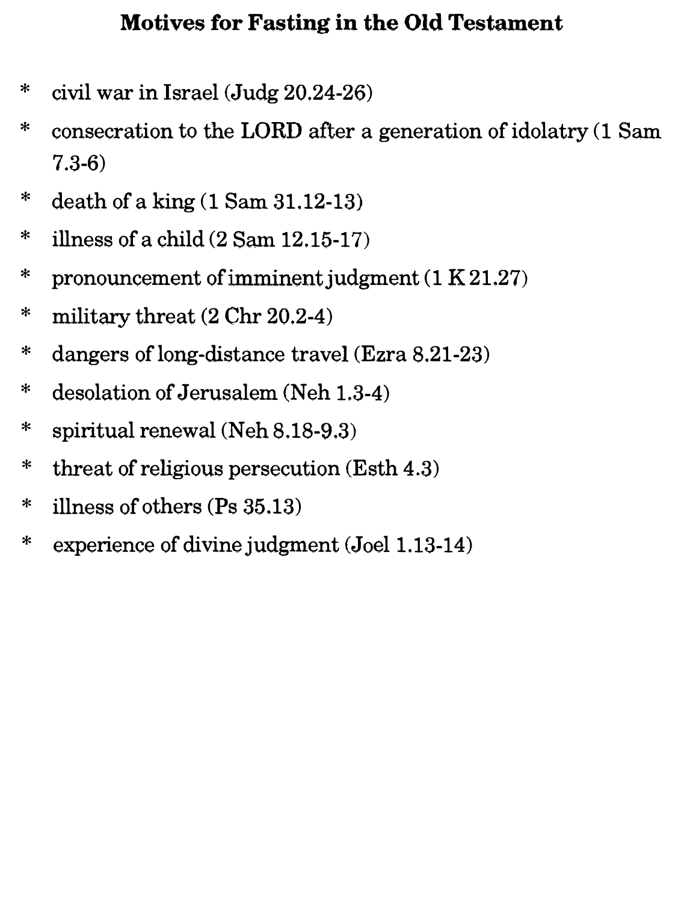# Motives for Fasting in the Old Testament

* civil war in Israel (Judg 20.24-26)
* consecration to the LORD after a generation of idolatry (1 Sam 7.3-6)
* death of a king (1 Sam 31.12-13)
* illness of a child (2 Sam 12.15-17)
* pronouncement of imminent judgment (1 K 21.27)
* military threat (2 Chr 20.2-4)
* dangers of long-distance travel (Ezra 8.21-23)
* desolation of Jerusalem (Neh 1.3-4)
* spiritual renewal (Neh 8.18-9.3)
* threat of religious persecution (Esth 4.3)
* illness of others (Ps 35.13)
* experience of divine judgment (Joel 1.13-14)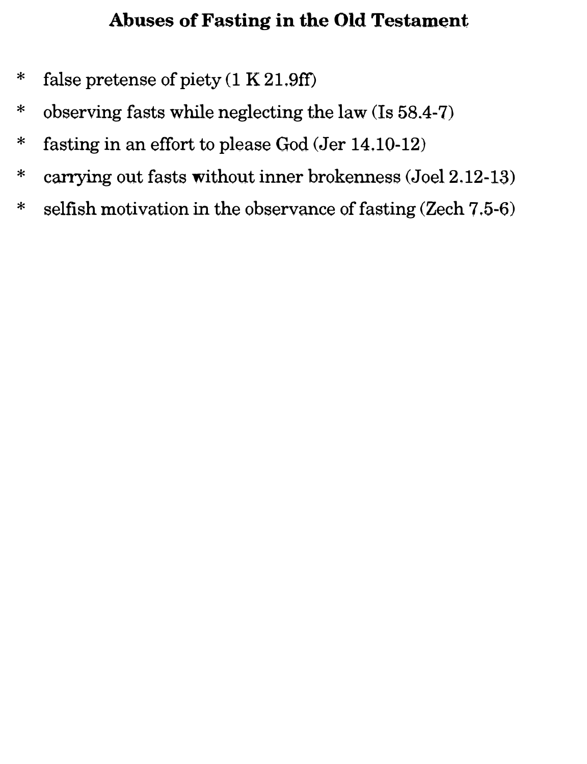# Abuses of Fasting in the Old Testament

* false pretense of piety (1 K 21.9ff)
* observing fasts while neglecting the law (Is 58.4-7)
* fasting in an effort to please God (Jer 14.10-12)
* carrying out fasts without inner brokenness (Joel 2.12-13)
* selfish motivation in the observance of fasting (Zech 7.5-6)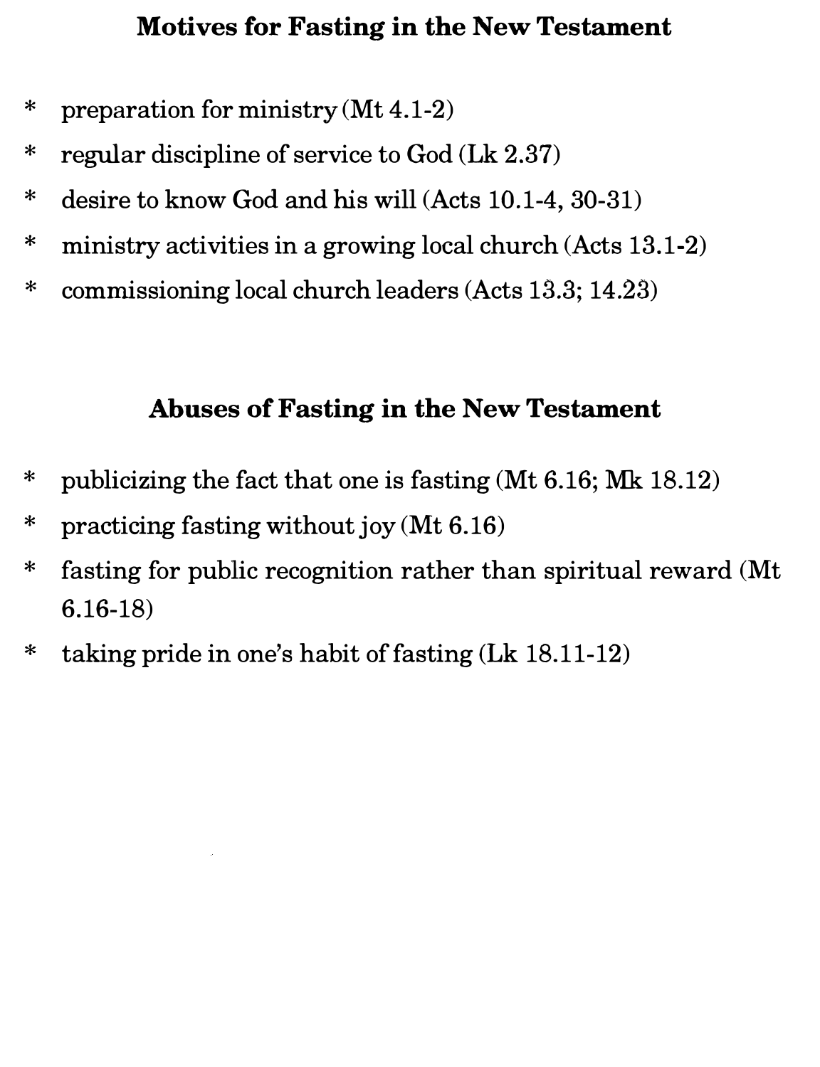## Motives for Fasting in the New Testament

* preparation for ministry (Mt 4.1-2)
* regular discipline of service to God (Lk 2.37)
* desire to know God and his will (Acts 10.1-4, 30-31)
* ministry activities in a growing local church (Acts 13.1-2)
* commissioning local church leaders (Acts 13.3; 14.23)

## Abuses of Fasting in the New Testament

* publicizing the fact that one is fasting (Mt 6.16; Mk 18.12)
* practicing fasting without joy (Mt 6.16)
* fasting for public recognition rather than spiritual reward (Mt 6.16-18)
* taking pride in one's habit of fasting (Lk 18.11-12)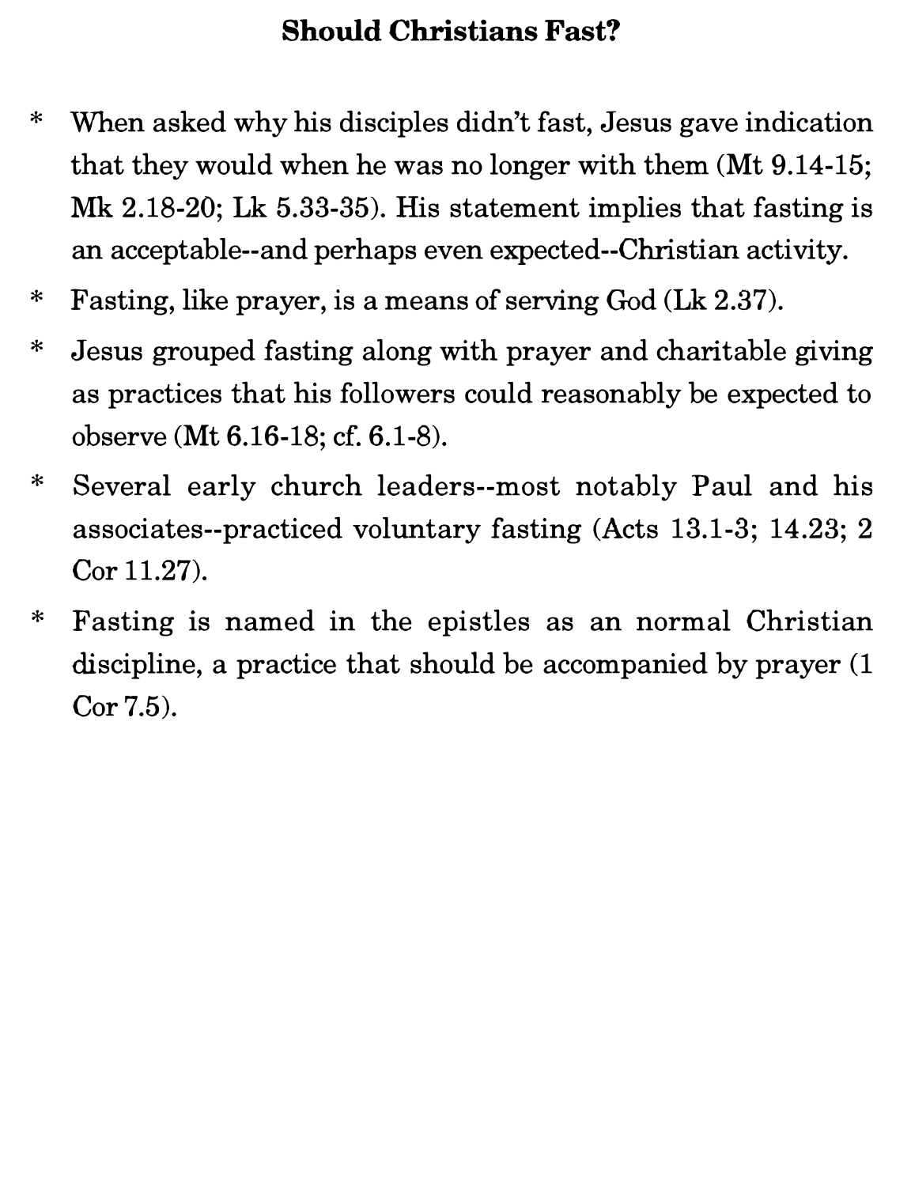## Should Christians Fast?

* When asked why his disciples didn't fast, Jesus gave indication that they would when he was no longer with them (Mt 9.14-15; Mk 2.18-20; Lk 5.33-35). His statement implies that fasting is an acceptable--and perhaps even expected--Christian activity.
* Fasting, like prayer, is a means of serving God (Lk 2.37).
* Jesus grouped fasting along with prayer and charitable giving as practices that his followers could reasonably be expected to observe (Mt 6.16-18; cf. 6.1-8).
* Several early church leaders--most notably Paul and his associates--practiced voluntary fasting (Acts 13.1-3; 14.23; 2 Cor 11.27).
* Fasting is named in the epistles as an normal Christian discipline, a practice that should be accompanied by prayer (1 Cor 7.5).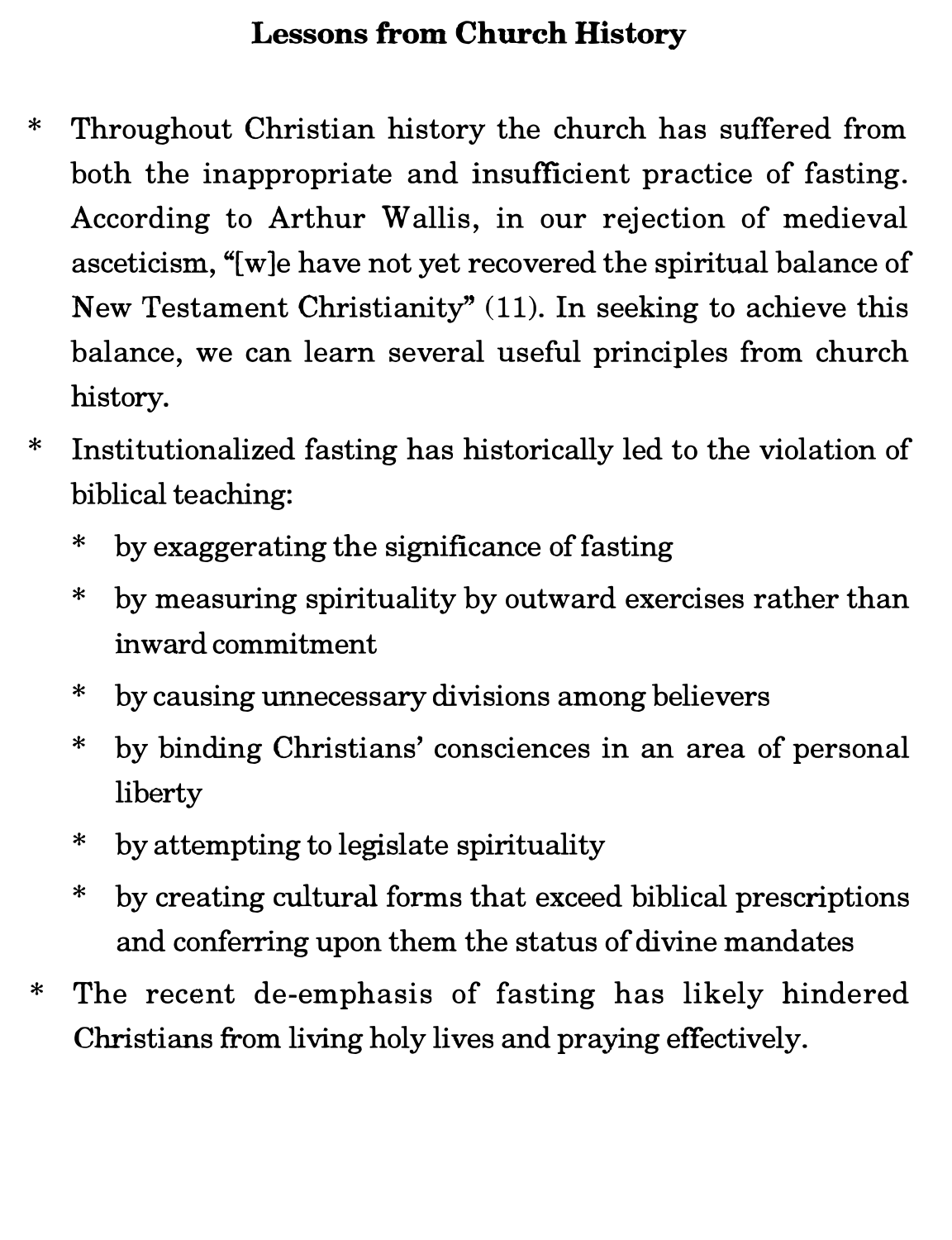## Lessons from Church History

* Throughout Christian history the church has suffered from both the inappropriate and insufficient practice of fasting. According to Arthur Wallis, in our rejection of medieval asceticism, "[w]e have not yet recovered the spiritual balance of New Testament Christianity" (11). In seeking to achieve this balance, we can learn several useful principles from church history.
* Institutionalized fasting has historically led to the violation of biblical teaching:
  * by exaggerating the significance of fasting
  * by measuring spirituality by outward exercises rather than inward commitment
  * by causing unnecessary divisions among believers
  * by binding Christians' consciences in an area of personal liberty
  * by attempting to legislate spirituality
  * by creating cultural forms that exceed biblical prescriptions and conferring upon them the status of divine mandates
* The recent de-emphasis of fasting has likely hindered Christians from living holy lives and praying effectively.